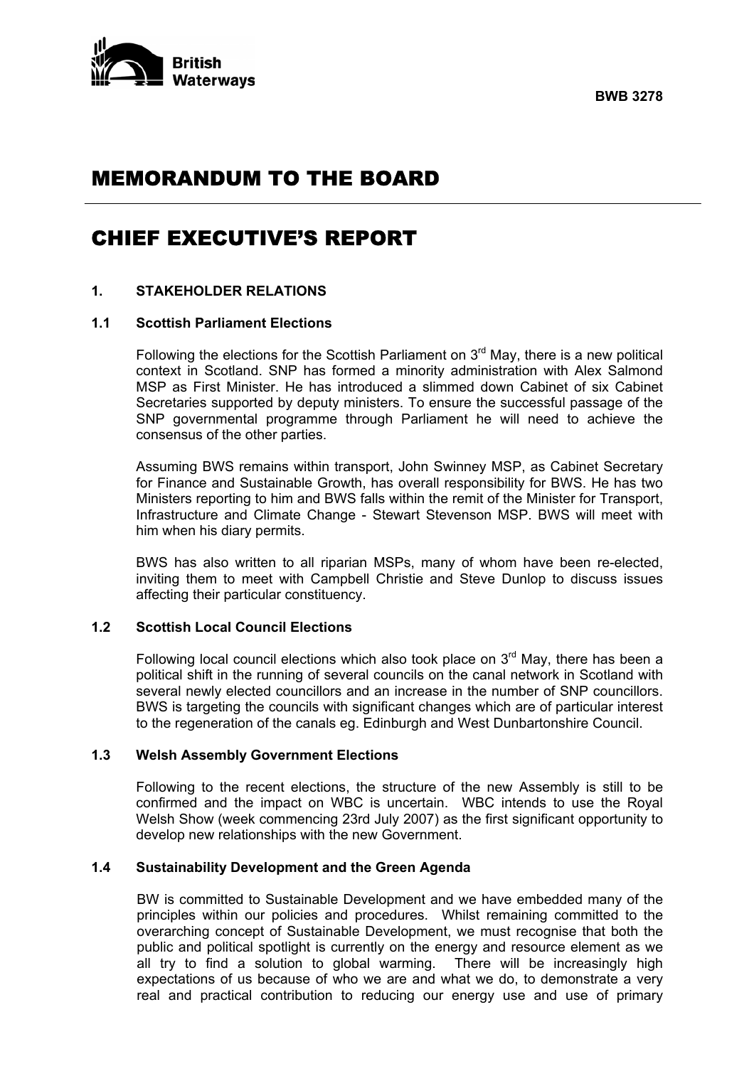British Waterways

**BWB 3278**

# MEMORANDUM TO THE BOARD

# CHIEF EXECUTIVE'S REPORT

## 1. STAKEHOLDER RELATIONS

### 1.1 Scottish Parliament Elections

Following the elections for the Scottish Parliament on 3rd May, there is a new political context in Scotland. SNP has formed a minority administration with Alex Salmond MSP as First Minister. He has introduced a slimmed down Cabinet of six Cabinet Secretaries supported by deputy ministers. To ensure the successful passage of the SNP governmental programme through Parliament he will need to achieve the consensus of the other parties.

Assuming BWS remains within transport, John Swinney MSP, as Cabinet Secretary for Finance and Sustainable Growth, has overall responsibility for BWS. He has two Ministers reporting to him and BWS falls within the remit of the Minister for Transport, Infrastructure and Climate Change - Stewart Stevenson MSP. BWS will meet with him when his diary permits.

BWS has also written to all riparian MSPs, many of whom have been re-elected, inviting them to meet with Campbell Christie and Steve Dunlop to discuss issues affecting their particular constituency.

### 1.2 Scottish Local Council Elections

Following local council elections which also took place on 3rd May, there has been a political shift in the running of several councils on the canal network in Scotland with several newly elected councillors and an increase in the number of SNP councillors. BWS is targeting the councils with significant changes which are of particular interest to the regeneration of the canals eg. Edinburgh and West Dunbartonshire Council.

### 1.3 Welsh Assembly Government Elections

Following to the recent elections, the structure of the new Assembly is still to be confirmed and the impact on WBC is uncertain. WBC intends to use the Royal Welsh Show (week commencing 23rd July 2007) as the first significant opportunity to develop new relationships with the new Government.

### 1.4 Sustainability Development and the Green Agenda

BW is committed to Sustainable Development and we have embedded many of the principles within our policies and procedures. Whilst remaining committed to the overarching concept of Sustainable Development, we must recognise that both the public and political spotlight is currently on the energy and resource element as we all try to find a solution to global warming. There will be increasingly high expectations of us because of who we are and what we do, to demonstrate a very real and practical contribution to reducing our energy use and use of primary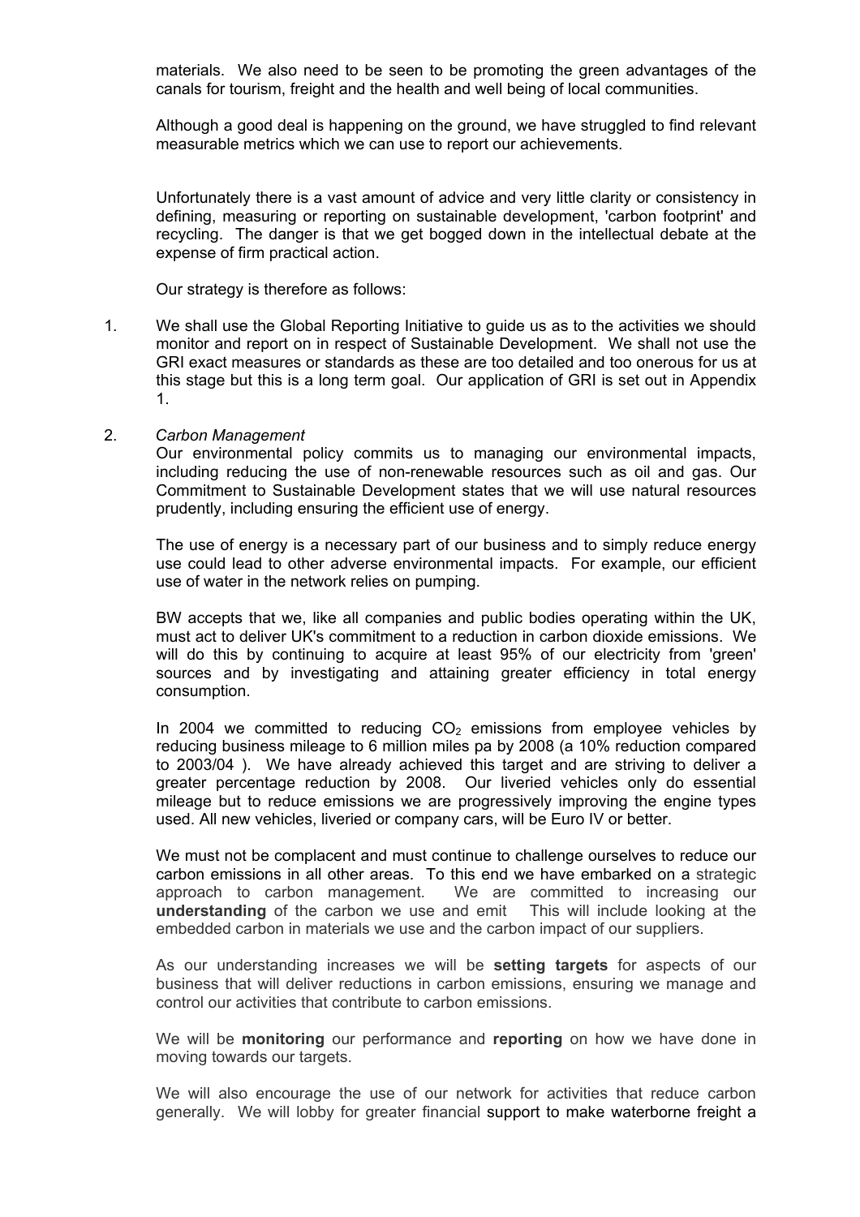materials. We also need to be seen to be promoting the green advantages of the canals for tourism, freight and the health and well being of local communities.

Although a good deal is happening on the ground, we have struggled to find relevant measurable metrics which we can use to report our achievements.

Unfortunately there is a vast amount of advice and very little clarity or consistency in defining, measuring or reporting on sustainable development, 'carbon footprint' and recycling. The danger is that we get bogged down in the intellectual debate at the expense of firm practical action.

Our strategy is therefore as follows:

1. We shall use the Global Reporting Initiative to guide us as to the activities we should monitor and report on in respect of Sustainable Development. We shall not use the GRI exact measures or standards as these are too detailed and too onerous for us at this stage but this is a long term goal. Our application of GRI is set out in Appendix 1.

2. *Carbon Management*

   Our environmental policy commits us to managing our environmental impacts, including reducing the use of non-renewable resources such as oil and gas. Our Commitment to Sustainable Development states that we will use natural resources prudently, including ensuring the efficient use of energy.

   The use of energy is a necessary part of our business and to simply reduce energy use could lead to other adverse environmental impacts. For example, our efficient use of water in the network relies on pumping.

   BW accepts that we, like all companies and public bodies operating within the UK, must act to deliver UK's commitment to a reduction in carbon dioxide emissions. We will do this by continuing to acquire at least 95% of our electricity from 'green' sources and by investigating and attaining greater efficiency in total energy consumption.

   In 2004 we committed to reducing $CO_2$ emissions from employee vehicles by reducing business mileage to 6 million miles pa by 2008 (a 10% reduction compared to 2003/04 ). We have already achieved this target and are striving to deliver a greater percentage reduction by 2008. Our liveried vehicles only do essential mileage but to reduce emissions we are progressively improving the engine types used. All new vehicles, liveried or company cars, will be Euro IV or better.

   We must not be complacent and must continue to challenge ourselves to reduce our carbon emissions in all other areas. To this end we have embarked on a strategic approach to carbon management. We are committed to increasing our **understanding** of the carbon we use and emit This will include looking at the embedded carbon in materials we use and the carbon impact of our suppliers.

   As our understanding increases we will be **setting targets** for aspects of our business that will deliver reductions in carbon emissions, ensuring we manage and control our activities that contribute to carbon emissions.

   We will be **monitoring** our performance and **reporting** on how we have done in moving towards our targets.

   We will also encourage the use of our network for activities that reduce carbon generally. We will lobby for greater financial support to make waterborne freight a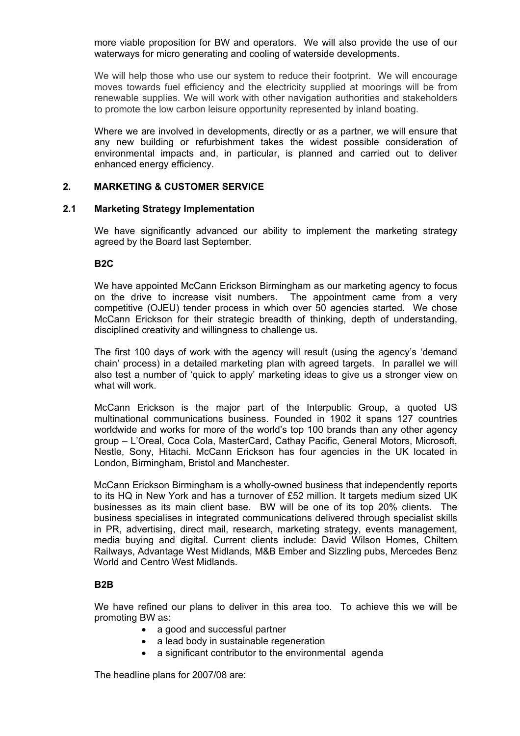more viable proposition for BW and operators. We will also provide the use of our waterways for micro generating and cooling of waterside developments.

We will help those who use our system to reduce their footprint. We will encourage moves towards fuel efficiency and the electricity supplied at moorings will be from renewable supplies. We will work with other navigation authorities and stakeholders to promote the low carbon leisure opportunity represented by inland boating.

Where we are involved in developments, directly or as a partner, we will ensure that any new building or refurbishment takes the widest possible consideration of environmental impacts and, in particular, is planned and carried out to deliver enhanced energy efficiency.

## 2. MARKETING & CUSTOMER SERVICE

### 2.1 Marketing Strategy Implementation

We have significantly advanced our ability to implement the marketing strategy agreed by the Board last September.

**B2C**

We have appointed McCann Erickson Birmingham as our marketing agency to focus on the drive to increase visit numbers. The appointment came from a very competitive (OJEU) tender process in which over 50 agencies started. We chose McCann Erickson for their strategic breadth of thinking, depth of understanding, disciplined creativity and willingness to challenge us.

The first 100 days of work with the agency will result (using the agency's 'demand chain' process) in a detailed marketing plan with agreed targets. In parallel we will also test a number of 'quick to apply' marketing ideas to give us a stronger view on what will work.

McCann Erickson is the major part of the Interpublic Group, a quoted US multinational communications business. Founded in 1902 it spans 127 countries worldwide and works for more of the world's top 100 brands than any other agency group – L'Oreal, Coca Cola, MasterCard, Cathay Pacific, General Motors, Microsoft, Nestle, Sony, Hitachi. McCann Erickson has four agencies in the UK located in London, Birmingham, Bristol and Manchester.

McCann Erickson Birmingham is a wholly-owned business that independently reports to its HQ in New York and has a turnover of £52 million. It targets medium sized UK businesses as its main client base. BW will be one of its top 20% clients. The business specialises in integrated communications delivered through specialist skills in PR, advertising, direct mail, research, marketing strategy, events management, media buying and digital. Current clients include: David Wilson Homes, Chiltern Railways, Advantage West Midlands, M&B Ember and Sizzling pubs, Mercedes Benz World and Centro West Midlands.

**B2B**

We have refined our plans to deliver in this area too. To achieve this we will be promoting BW as:

- a good and successful partner
- a lead body in sustainable regeneration
- a significant contributor to the environmental agenda

The headline plans for 2007/08 are: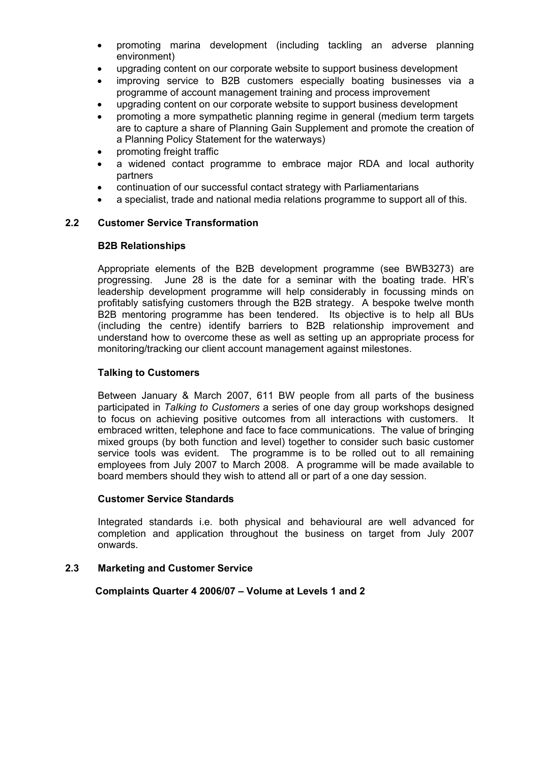- promoting marina development (including tackling an adverse planning environment)
- upgrading content on our corporate website to support business development
- improving service to B2B customers especially boating businesses via a programme of account management training and process improvement
- upgrading content on our corporate website to support business development
- promoting a more sympathetic planning regime in general (medium term targets are to capture a share of Planning Gain Supplement and promote the creation of a Planning Policy Statement for the waterways)
- promoting freight traffic
- a widened contact programme to embrace major RDA and local authority partners
- continuation of our successful contact strategy with Parliamentarians
- a specialist, trade and national media relations programme to support all of this.

### 2.2 Customer Service Transformation

**B2B Relationships**

Appropriate elements of the B2B development programme (see BWB3273) are progressing. June 28 is the date for a seminar with the boating trade. HR's leadership development programme will help considerably in focussing minds on profitably satisfying customers through the B2B strategy. A bespoke twelve month B2B mentoring programme has been tendered. Its objective is to help all BUs (including the centre) identify barriers to B2B relationship improvement and understand how to overcome these as well as setting up an appropriate process for monitoring/tracking our client account management against milestones.

**Talking to Customers**

Between January & March 2007, 611 BW people from all parts of the business participated in *Talking to Customers* a series of one day group workshops designed to focus on achieving positive outcomes from all interactions with customers. It embraced written, telephone and face to face communications. The value of bringing mixed groups (by both function and level) together to consider such basic customer service tools was evident. The programme is to be rolled out to all remaining employees from July 2007 to March 2008. A programme will be made available to board members should they wish to attend all or part of a one day session.

**Customer Service Standards**

Integrated standards i.e. both physical and behavioural are well advanced for completion and application throughout the business on target from July 2007 onwards.

### 2.3 Marketing and Customer Service

**Complaints Quarter 4 2006/07 – Volume at Levels 1 and 2**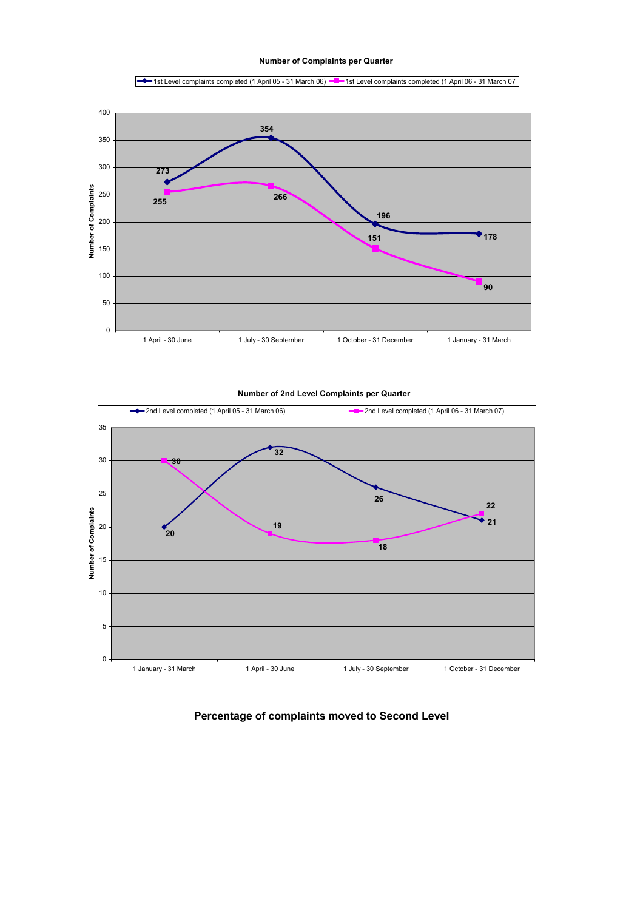**Number of Complaints per Quarter**

1st Level complaints completed (1 April 05 - 31 March 06)
1st Level complaints completed (1 April 06 - 31 March 07

Number of Complaints

400
350
300
250
200
150
100
50
0

273
354
196
178
255
266
151
90

1 April - 30 June
1 July - 30 September
1 October - 31 December
1 January - 31 March

**Number of 2nd Level Complaints per Quarter**

2nd Level completed (1 April 05 - 31 March 06)
2nd Level completed (1 April 06 - 31 March 07)

Number of Complaints

35
30
25
20
15
10
5
0

30
32
26
22
20
19
18
21

1 January - 31 March
1 April - 30 June
1 July - 30 September
1 October - 31 December

## Percentage of complaints moved to Second Level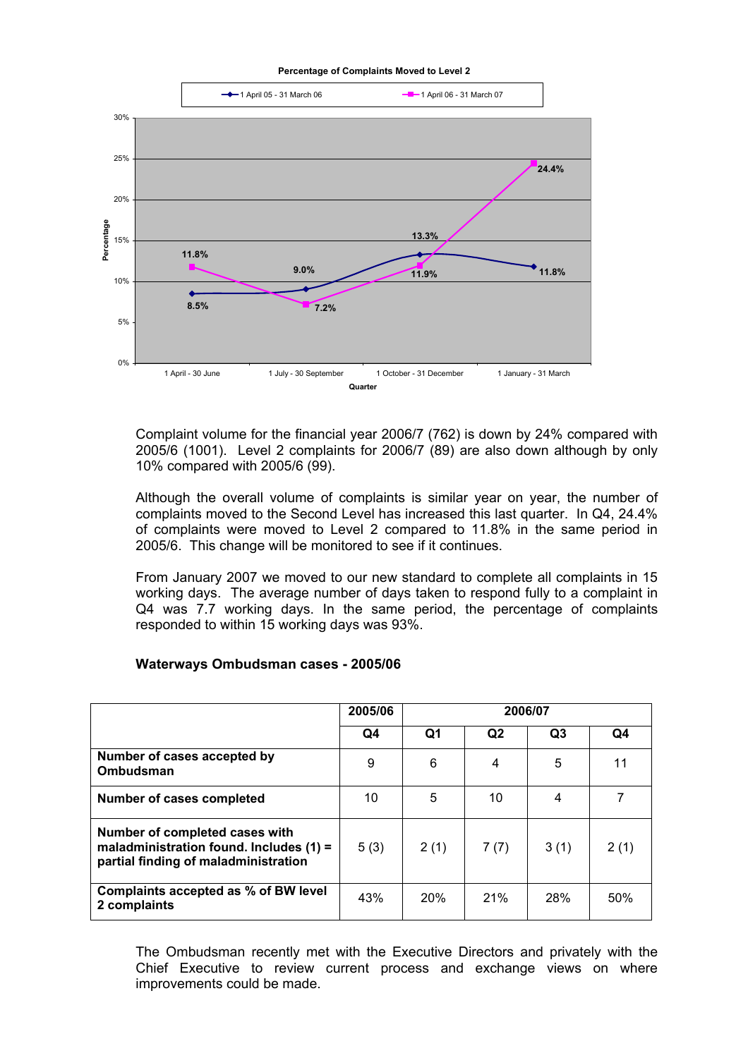Percentage of Complaints Moved to Level 2

1 April 05 - 31 March 06
1 April 06 - 31 March 07

30%
25%
20%
15%
10%
5%
0%

Percentage

11.8%
8.5%
9.0%
7.2%
13.3%
11.9%
24.4%
11.8%

1 April - 30 June
1 July - 30 September
1 October - 31 December
1 January - 31 March

Quarter

Complaint volume for the financial year 2006/7 (762) is down by 24% compared with 2005/6 (1001). Level 2 complaints for 2006/7 (89) are also down although by only 10% compared with 2005/6 (99).

Although the overall volume of complaints is similar year on year, the number of complaints moved to the Second Level has increased this last quarter. In Q4, 24.4% of complaints were moved to Level 2 compared to 11.8% in the same period in 2005/6. This change will be monitored to see if it continues.

From January 2007 we moved to our new standard to complete all complaints in 15 working days. The average number of days taken to respond fully to a complaint in Q4 was 7.7 working days. In the same period, the percentage of complaints responded to within 15 working days was 93%.

**Waterways Ombudsman cases - 2005/06**

| | 2005/06 | 2006/07 | | | |
|---|---|---|---|---|---|
| | **Q4** | **Q1** | **Q2** | **Q3** | **Q4** |
| **Number of cases accepted by Ombudsman** | 9 | 6 | 4 | 5 | 11 |
| **Number of cases completed** | 10 | 5 | 10 | 4 | 7 |
| **Number of completed cases with maladministration found. Includes (1) = partial finding of maladministration** | 5 (3) | 2 (1) | 7 (7) | 3 (1) | 2 (1) |
| **Complaints accepted as % of BW level 2 complaints** | 43% | 20% | 21% | 28% | 50% |

The Ombudsman recently met with the Executive Directors and privately with the Chief Executive to review current process and exchange views on where improvements could be made.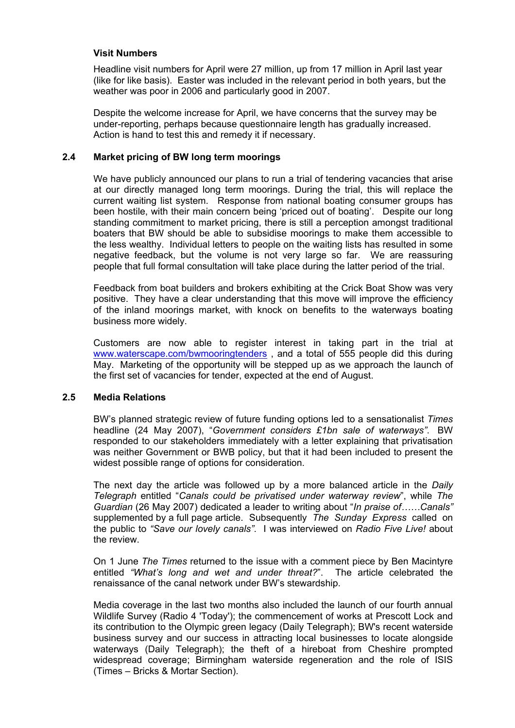**Visit Numbers**

Headline visit numbers for April were 27 million, up from 17 million in April last year (like for like basis). Easter was included in the relevant period in both years, but the weather was poor in 2006 and particularly good in 2007.

Despite the welcome increase for April, we have concerns that the survey may be under-reporting, perhaps because questionnaire length has gradually increased. Action is hand to test this and remedy it if necessary.

### 2.4 Market pricing of BW long term moorings

We have publicly announced our plans to run a trial of tendering vacancies that arise at our directly managed long term moorings. During the trial, this will replace the current waiting list system. Response from national boating consumer groups has been hostile, with their main concern being 'priced out of boating'. Despite our long standing commitment to market pricing, there is still a perception amongst traditional boaters that BW should be able to subsidise moorings to make them accessible to the less wealthy. Individual letters to people on the waiting lists has resulted in some negative feedback, but the volume is not very large so far. We are reassuring people that full formal consultation will take place during the latter period of the trial.

Feedback from boat builders and brokers exhibiting at the Crick Boat Show was very positive. They have a clear understanding that this move will improve the efficiency of the inland moorings market, with knock on benefits to the waterways boating business more widely.

Customers are now able to register interest in taking part in the trial at [www.waterscape.com/bwmooringtenders](http://www.waterscape.com/bwmooringtenders) , and a total of 555 people did this during May. Marketing of the opportunity will be stepped up as we approach the launch of the first set of vacancies for tender, expected at the end of August.

### 2.5 Media Relations

BW's planned strategic review of future funding options led to a sensationalist *Times* headline (24 May 2007), "*Government considers £1bn sale of waterways"*. BW responded to our stakeholders immediately with a letter explaining that privatisation was neither Government or BWB policy, but that it had been included to present the widest possible range of options for consideration.

The next day the article was followed up by a more balanced article in the *Daily Telegraph* entitled "*Canals could be privatised under waterway review*", while *The Guardian* (26 May 2007) dedicated a leader to writing about "*In praise of……Canals"* supplemented by a full page article. Subsequently *The Sunday Express* called on the public to *"Save our lovely canals"*. I was interviewed on *Radio Five Live!* about the review.

On 1 June *The Times* returned to the issue with a comment piece by Ben Macintyre entitled *"What's long and wet and under threat?*". The article celebrated the renaissance of the canal network under BW's stewardship.

Media coverage in the last two months also included the launch of our fourth annual Wildlife Survey (Radio 4 'Today'); the commencement of works at Prescott Lock and its contribution to the Olympic green legacy (Daily Telegraph); BW's recent waterside business survey and our success in attracting local businesses to locate alongside waterways (Daily Telegraph); the theft of a hireboat from Cheshire prompted widespread coverage; Birmingham waterside regeneration and the role of ISIS (Times – Bricks & Mortar Section).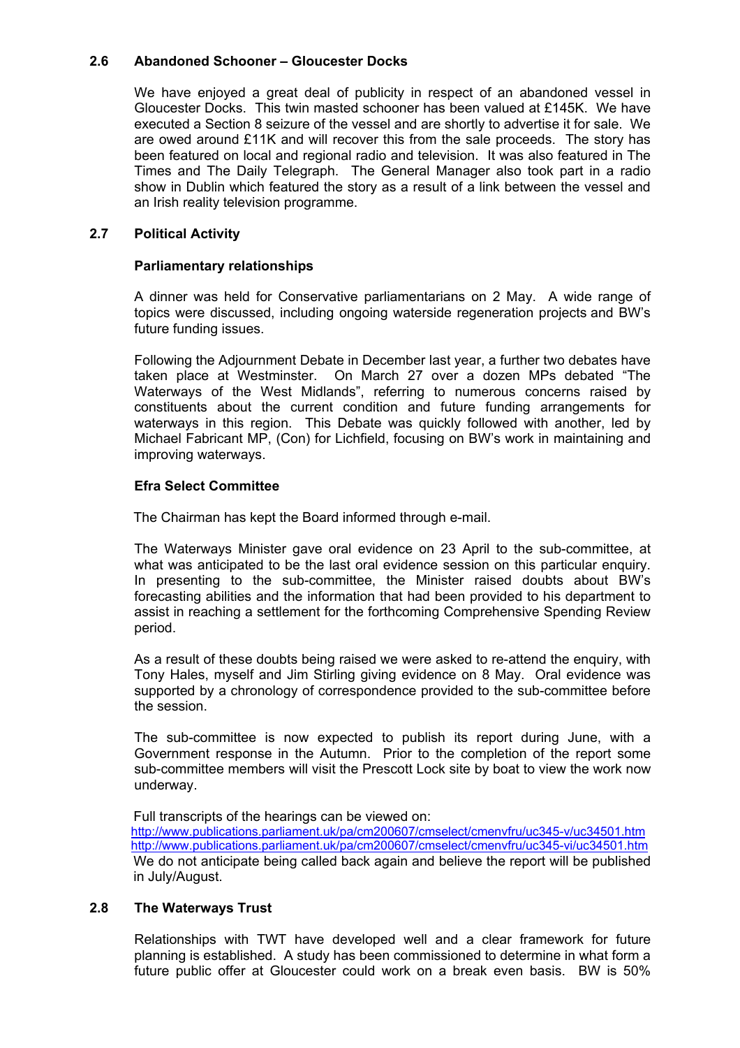## 2.6 Abandoned Schooner – Gloucester Docks

We have enjoyed a great deal of publicity in respect of an abandoned vessel in Gloucester Docks. This twin masted schooner has been valued at £145K. We have executed a Section 8 seizure of the vessel and are shortly to advertise it for sale. We are owed around £11K and will recover this from the sale proceeds. The story has been featured on local and regional radio and television. It was also featured in The Times and The Daily Telegraph. The General Manager also took part in a radio show in Dublin which featured the story as a result of a link between the vessel and an Irish reality television programme.

## 2.7 Political Activity

### Parliamentary relationships

A dinner was held for Conservative parliamentarians on 2 May. A wide range of topics were discussed, including ongoing waterside regeneration projects and BW's future funding issues.

Following the Adjournment Debate in December last year, a further two debates have taken place at Westminster. On March 27 over a dozen MPs debated "The Waterways of the West Midlands", referring to numerous concerns raised by constituents about the current condition and future funding arrangements for waterways in this region. This Debate was quickly followed with another, led by Michael Fabricant MP, (Con) for Lichfield, focusing on BW's work in maintaining and improving waterways.

### Efra Select Committee

The Chairman has kept the Board informed through e-mail.

The Waterways Minister gave oral evidence on 23 April to the sub-committee, at what was anticipated to be the last oral evidence session on this particular enquiry. In presenting to the sub-committee, the Minister raised doubts about BW's forecasting abilities and the information that had been provided to his department to assist in reaching a settlement for the forthcoming Comprehensive Spending Review period.

As a result of these doubts being raised we were asked to re-attend the enquiry, with Tony Hales, myself and Jim Stirling giving evidence on 8 May. Oral evidence was supported by a chronology of correspondence provided to the sub-committee before the session.

The sub-committee is now expected to publish its report during June, with a Government response in the Autumn. Prior to the completion of the report some sub-committee members will visit the Prescott Lock site by boat to view the work now underway.

Full transcripts of the hearings can be viewed on:
http://www.publications.parliament.uk/pa/cm200607/cmselect/cmenvfru/uc345-v/uc34501.htm
http://www.publications.parliament.uk/pa/cm200607/cmselect/cmenvfru/uc345-vi/uc34501.htm
We do not anticipate being called back again and believe the report will be published in July/August.

## 2.8 The Waterways Trust

Relationships with TWT have developed well and a clear framework for future planning is established. A study has been commissioned to determine in what form a future public offer at Gloucester could work on a break even basis. BW is 50%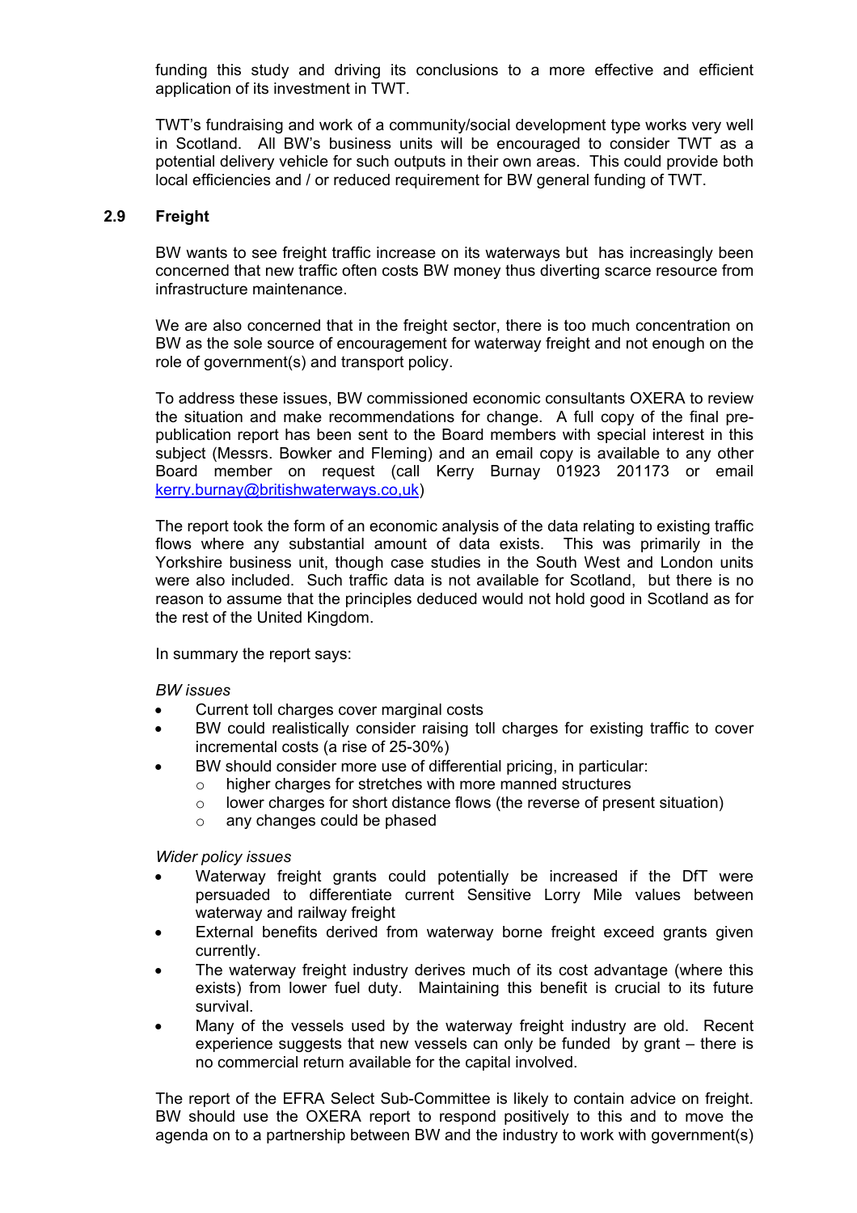funding this study and driving its conclusions to a more effective and efficient application of its investment in TWT.

TWT's fundraising and work of a community/social development type works very well in Scotland. All BW's business units will be encouraged to consider TWT as a potential delivery vehicle for such outputs in their own areas. This could provide both local efficiencies and / or reduced requirement for BW general funding of TWT.

### 2.9 Freight

BW wants to see freight traffic increase on its waterways but has increasingly been concerned that new traffic often costs BW money thus diverting scarce resource from infrastructure maintenance.

We are also concerned that in the freight sector, there is too much concentration on BW as the sole source of encouragement for waterway freight and not enough on the role of government(s) and transport policy.

To address these issues, BW commissioned economic consultants OXERA to review the situation and make recommendations for change. A full copy of the final pre-publication report has been sent to the Board members with special interest in this subject (Messrs. Bowker and Fleming) and an email copy is available to any other Board member on request (call Kerry Burnay 01923 201173 or email kerry.burnay@britishwaterways.co,uk)

The report took the form of an economic analysis of the data relating to existing traffic flows where any substantial amount of data exists. This was primarily in the Yorkshire business unit, though case studies in the South West and London units were also included. Such traffic data is not available for Scotland, but there is no reason to assume that the principles deduced would not hold good in Scotland as for the rest of the United Kingdom.

In summary the report says:

*BW issues*

- Current toll charges cover marginal costs
- BW could realistically consider raising toll charges for existing traffic to cover incremental costs (a rise of 25-30%)
- BW should consider more use of differential pricing, in particular:
  - higher charges for stretches with more manned structures
  - lower charges for short distance flows (the reverse of present situation)
  - any changes could be phased

*Wider policy issues*

- Waterway freight grants could potentially be increased if the DfT were persuaded to differentiate current Sensitive Lorry Mile values between waterway and railway freight
- External benefits derived from waterway borne freight exceed grants given currently.
- The waterway freight industry derives much of its cost advantage (where this exists) from lower fuel duty. Maintaining this benefit is crucial to its future survival.
- Many of the vessels used by the waterway freight industry are old. Recent experience suggests that new vessels can only be funded by grant – there is no commercial return available for the capital involved.

The report of the EFRA Select Sub-Committee is likely to contain advice on freight. BW should use the OXERA report to respond positively to this and to move the agenda on to a partnership between BW and the industry to work with government(s)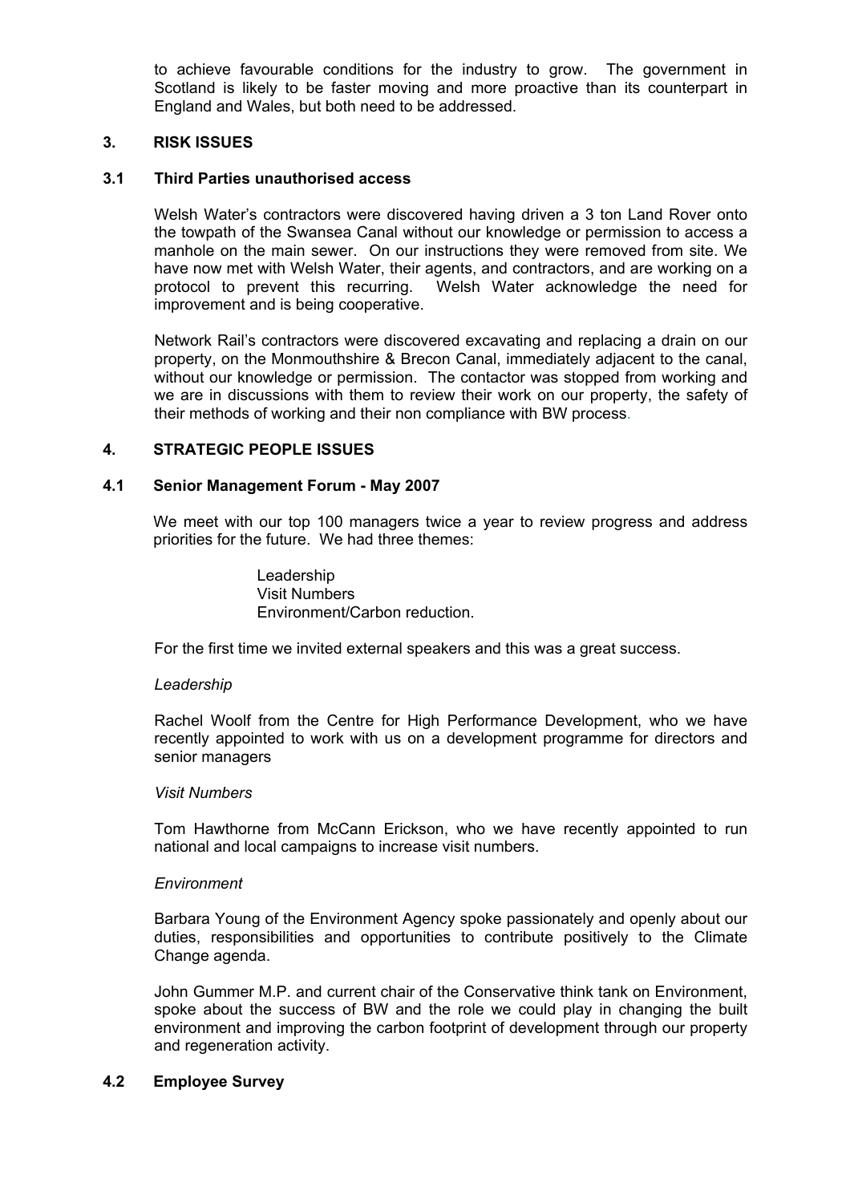to achieve favourable conditions for the industry to grow. The government in Scotland is likely to be faster moving and more proactive than its counterpart in England and Wales, but both need to be addressed.

## 3. RISK ISSUES

### 3.1 Third Parties unauthorised access

Welsh Water's contractors were discovered having driven a 3 ton Land Rover onto the towpath of the Swansea Canal without our knowledge or permission to access a manhole on the main sewer. On our instructions they were removed from site. We have now met with Welsh Water, their agents, and contractors, and are working on a protocol to prevent this recurring. Welsh Water acknowledge the need for improvement and is being cooperative.

Network Rail's contractors were discovered excavating and replacing a drain on our property, on the Monmouthshire & Brecon Canal, immediately adjacent to the canal, without our knowledge or permission. The contactor was stopped from working and we are in discussions with them to review their work on our property, the safety of their methods of working and their non compliance with BW process.

## 4. STRATEGIC PEOPLE ISSUES

### 4.1 Senior Management Forum - May 2007

We meet with our top 100 managers twice a year to review progress and address priorities for the future. We had three themes:

Leadership
Visit Numbers
Environment/Carbon reduction.

For the first time we invited external speakers and this was a great success.

*Leadership*

Rachel Woolf from the Centre for High Performance Development, who we have recently appointed to work with us on a development programme for directors and senior managers

*Visit Numbers*

Tom Hawthorne from McCann Erickson, who we have recently appointed to run national and local campaigns to increase visit numbers.

*Environment*

Barbara Young of the Environment Agency spoke passionately and openly about our duties, responsibilities and opportunities to contribute positively to the Climate Change agenda.

John Gummer M.P. and current chair of the Conservative think tank on Environment, spoke about the success of BW and the role we could play in changing the built environment and improving the carbon footprint of development through our property and regeneration activity.

### 4.2 Employee Survey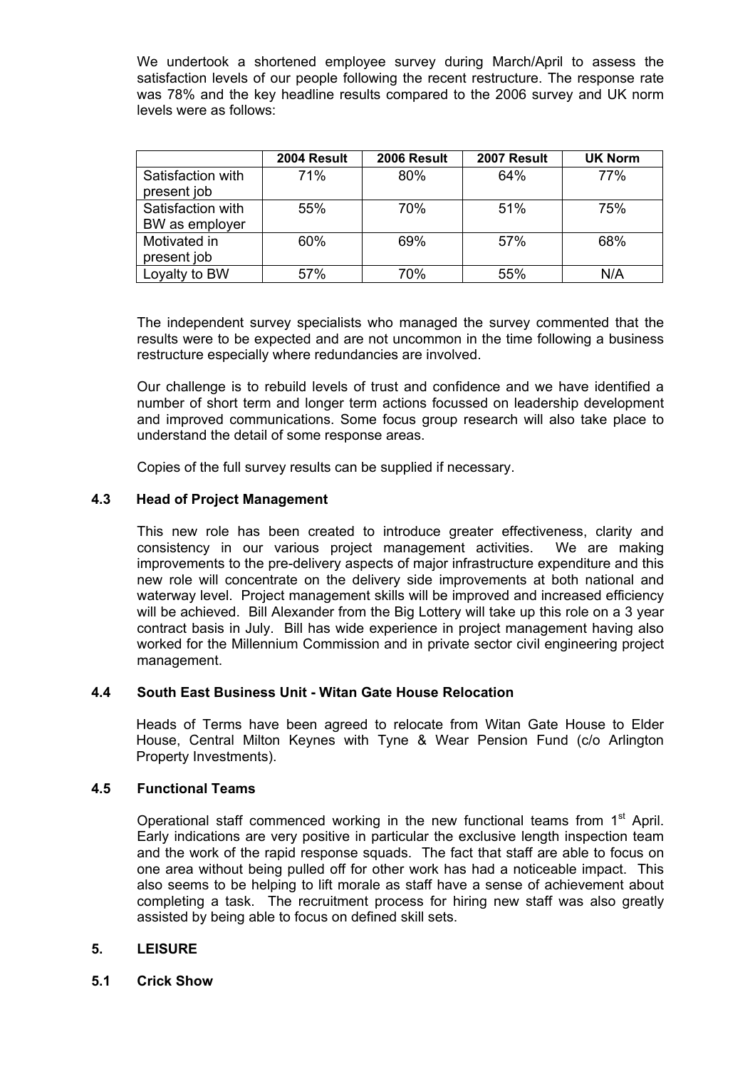We undertook a shortened employee survey during March/April to assess the satisfaction levels of our people following the recent restructure. The response rate was 78% and the key headline results compared to the 2006 survey and UK norm levels were as follows:

| | 2004 Result | 2006 Result | 2007 Result | UK Norm |
|---|---|---|---|---|
| Satisfaction with present job | 71% | 80% | 64% | 77% |
| Satisfaction with BW as employer | 55% | 70% | 51% | 75% |
| Motivated in present job | 60% | 69% | 57% | 68% |
| Loyalty to BW | 57% | 70% | 55% | N/A |

The independent survey specialists who managed the survey commented that the results were to be expected and are not uncommon in the time following a business restructure especially where redundancies are involved.

Our challenge is to rebuild levels of trust and confidence and we have identified a number of short term and longer term actions focussed on leadership development and improved communications. Some focus group research will also take place to understand the detail of some response areas.

Copies of the full survey results can be supplied if necessary.

### 4.3 Head of Project Management

This new role has been created to introduce greater effectiveness, clarity and consistency in our various project management activities. We are making improvements to the pre-delivery aspects of major infrastructure expenditure and this new role will concentrate on the delivery side improvements at both national and waterway level. Project management skills will be improved and increased efficiency will be achieved. Bill Alexander from the Big Lottery will take up this role on a 3 year contract basis in July. Bill has wide experience in project management having also worked for the Millennium Commission and in private sector civil engineering project management.

### 4.4 South East Business Unit - Witan Gate House Relocation

Heads of Terms have been agreed to relocate from Witan Gate House to Elder House, Central Milton Keynes with Tyne & Wear Pension Fund (c/o Arlington Property Investments).

### 4.5 Functional Teams

Operational staff commenced working in the new functional teams from 1st April. Early indications are very positive in particular the exclusive length inspection team and the work of the rapid response squads. The fact that staff are able to focus on one area without being pulled off for other work has had a noticeable impact. This also seems to be helping to lift morale as staff have a sense of achievement about completing a task. The recruitment process for hiring new staff was also greatly assisted by being able to focus on defined skill sets.

## 5. LEISURE

### 5.1 Crick Show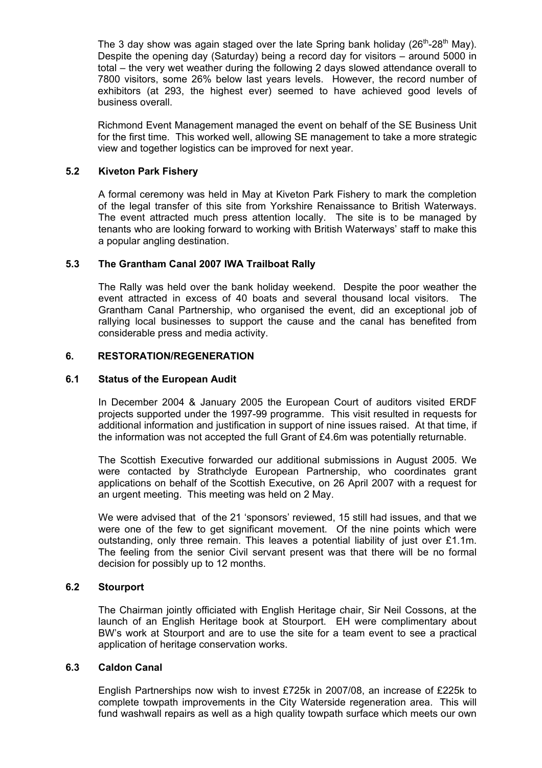The 3 day show was again staged over the late Spring bank holiday (26th-28th May). Despite the opening day (Saturday) being a record day for visitors – around 5000 in total – the very wet weather during the following 2 days slowed attendance overall to 7800 visitors, some 26% below last years levels. However, the record number of exhibitors (at 293, the highest ever) seemed to have achieved good levels of business overall.

Richmond Event Management managed the event on behalf of the SE Business Unit for the first time. This worked well, allowing SE management to take a more strategic view and together logistics can be improved for next year.

### 5.2 Kiveton Park Fishery

A formal ceremony was held in May at Kiveton Park Fishery to mark the completion of the legal transfer of this site from Yorkshire Renaissance to British Waterways. The event attracted much press attention locally. The site is to be managed by tenants who are looking forward to working with British Waterways' staff to make this a popular angling destination.

### 5.3 The Grantham Canal 2007 IWA Trailboat Rally

The Rally was held over the bank holiday weekend. Despite the poor weather the event attracted in excess of 40 boats and several thousand local visitors. The Grantham Canal Partnership, who organised the event, did an exceptional job of rallying local businesses to support the cause and the canal has benefited from considerable press and media activity.

## 6. RESTORATION/REGENERATION

### 6.1 Status of the European Audit

In December 2004 & January 2005 the European Court of auditors visited ERDF projects supported under the 1997-99 programme. This visit resulted in requests for additional information and justification in support of nine issues raised. At that time, if the information was not accepted the full Grant of £4.6m was potentially returnable.

The Scottish Executive forwarded our additional submissions in August 2005. We were contacted by Strathclyde European Partnership, who coordinates grant applications on behalf of the Scottish Executive, on 26 April 2007 with a request for an urgent meeting. This meeting was held on 2 May.

We were advised that of the 21 'sponsors' reviewed, 15 still had issues, and that we were one of the few to get significant movement. Of the nine points which were outstanding, only three remain. This leaves a potential liability of just over £1.1m. The feeling from the senior Civil servant present was that there will be no formal decision for possibly up to 12 months.

### 6.2 Stourport

The Chairman jointly officiated with English Heritage chair, Sir Neil Cossons, at the launch of an English Heritage book at Stourport. EH were complimentary about BW's work at Stourport and are to use the site for a team event to see a practical application of heritage conservation works.

### 6.3 Caldon Canal

English Partnerships now wish to invest £725k in 2007/08, an increase of £225k to complete towpath improvements in the City Waterside regeneration area. This will fund washwall repairs as well as a high quality towpath surface which meets our own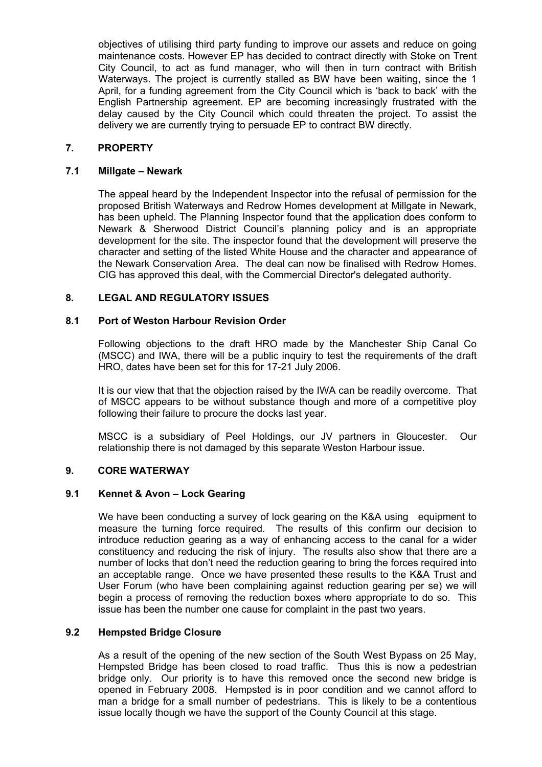objectives of utilising third party funding to improve our assets and reduce on going maintenance costs. However EP has decided to contract directly with Stoke on Trent City Council, to act as fund manager, who will then in turn contract with British Waterways. The project is currently stalled as BW have been waiting, since the 1 April, for a funding agreement from the City Council which is 'back to back' with the English Partnership agreement. EP are becoming increasingly frustrated with the delay caused by the City Council which could threaten the project. To assist the delivery we are currently trying to persuade EP to contract BW directly.

## 7. PROPERTY

### 7.1 Millgate – Newark

The appeal heard by the Independent Inspector into the refusal of permission for the proposed British Waterways and Redrow Homes development at Millgate in Newark, has been upheld. The Planning Inspector found that the application does conform to Newark & Sherwood District Council's planning policy and is an appropriate development for the site. The inspector found that the development will preserve the character and setting of the listed White House and the character and appearance of the Newark Conservation Area. The deal can now be finalised with Redrow Homes. CIG has approved this deal, with the Commercial Director's delegated authority.

## 8. LEGAL AND REGULATORY ISSUES

### 8.1 Port of Weston Harbour Revision Order

Following objections to the draft HRO made by the Manchester Ship Canal Co (MSCC) and IWA, there will be a public inquiry to test the requirements of the draft HRO, dates have been set for this for 17-21 July 2006.

It is our view that that the objection raised by the IWA can be readily overcome. That of MSCC appears to be without substance though and more of a competitive ploy following their failure to procure the docks last year.

MSCC is a subsidiary of Peel Holdings, our JV partners in Gloucester. Our relationship there is not damaged by this separate Weston Harbour issue.

## 9. CORE WATERWAY

### 9.1 Kennet & Avon – Lock Gearing

We have been conducting a survey of lock gearing on the K&A using equipment to measure the turning force required. The results of this confirm our decision to introduce reduction gearing as a way of enhancing access to the canal for a wider constituency and reducing the risk of injury. The results also show that there are a number of locks that don't need the reduction gearing to bring the forces required into an acceptable range. Once we have presented these results to the K&A Trust and User Forum (who have been complaining against reduction gearing per se) we will begin a process of removing the reduction boxes where appropriate to do so. This issue has been the number one cause for complaint in the past two years.

### 9.2 Hempsted Bridge Closure

As a result of the opening of the new section of the South West Bypass on 25 May, Hempsted Bridge has been closed to road traffic. Thus this is now a pedestrian bridge only. Our priority is to have this removed once the second new bridge is opened in February 2008. Hempsted is in poor condition and we cannot afford to man a bridge for a small number of pedestrians. This is likely to be a contentious issue locally though we have the support of the County Council at this stage.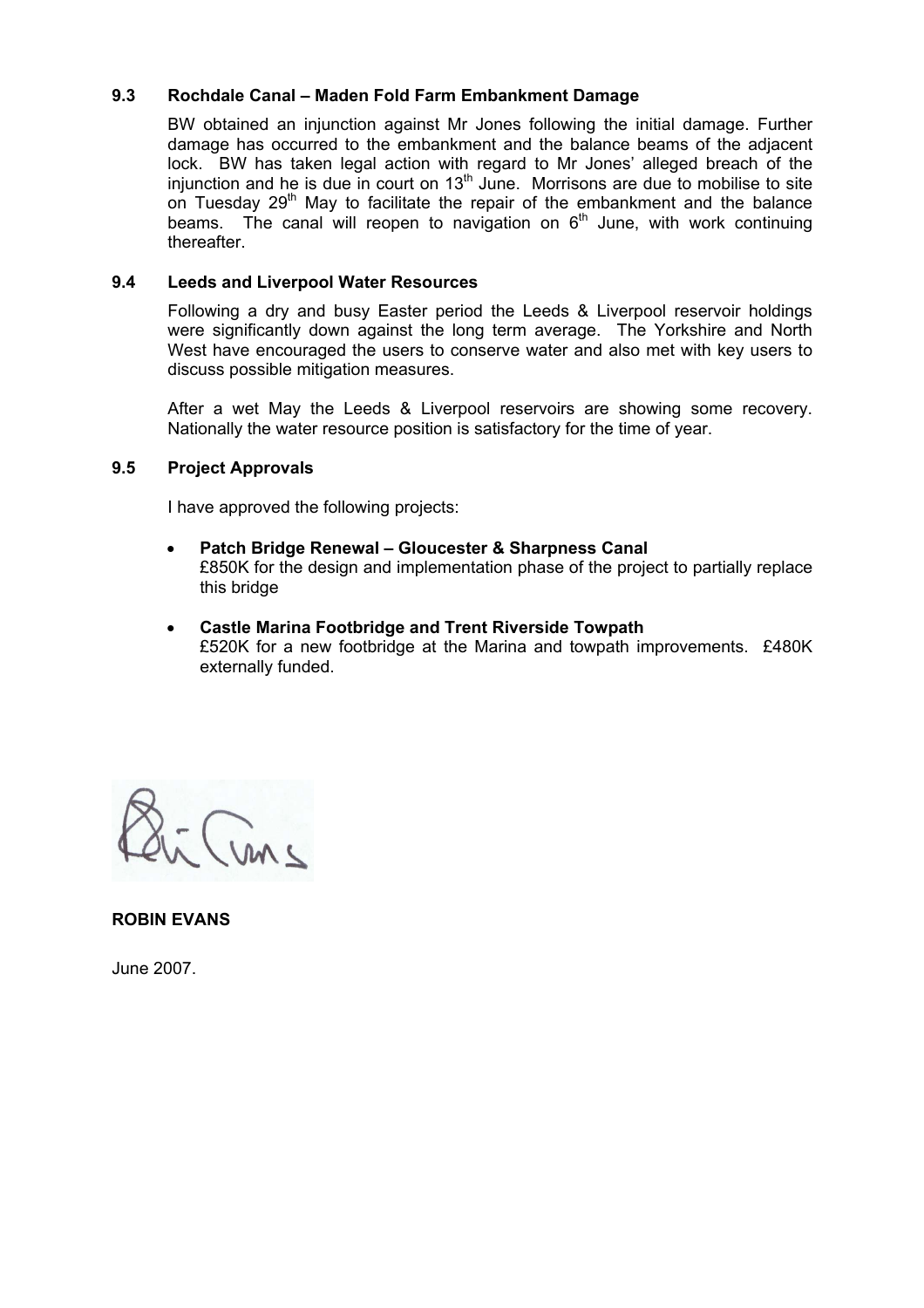### 9.3 Rochdale Canal – Maden Fold Farm Embankment Damage

BW obtained an injunction against Mr Jones following the initial damage. Further damage has occurred to the embankment and the balance beams of the adjacent lock. BW has taken legal action with regard to Mr Jones' alleged breach of the injunction and he is due in court on 13th June. Morrisons are due to mobilise to site on Tuesday 29th May to facilitate the repair of the embankment and the balance beams. The canal will reopen to navigation on 6th June, with work continuing thereafter.

### 9.4 Leeds and Liverpool Water Resources

Following a dry and busy Easter period the Leeds & Liverpool reservoir holdings were significantly down against the long term average. The Yorkshire and North West have encouraged the users to conserve water and also met with key users to discuss possible mitigation measures.

After a wet May the Leeds & Liverpool reservoirs are showing some recovery. Nationally the water resource position is satisfactory for the time of year.

### 9.5 Project Approvals

I have approved the following projects:

- **Patch Bridge Renewal – Gloucester & Sharpness Canal**
  £850K for the design and implementation phase of the project to partially replace this bridge

- **Castle Marina Footbridge and Trent Riverside Towpath**
  £520K for a new footbridge at the Marina and towpath improvements. £480K externally funded.

**ROBIN EVANS**

June 2007.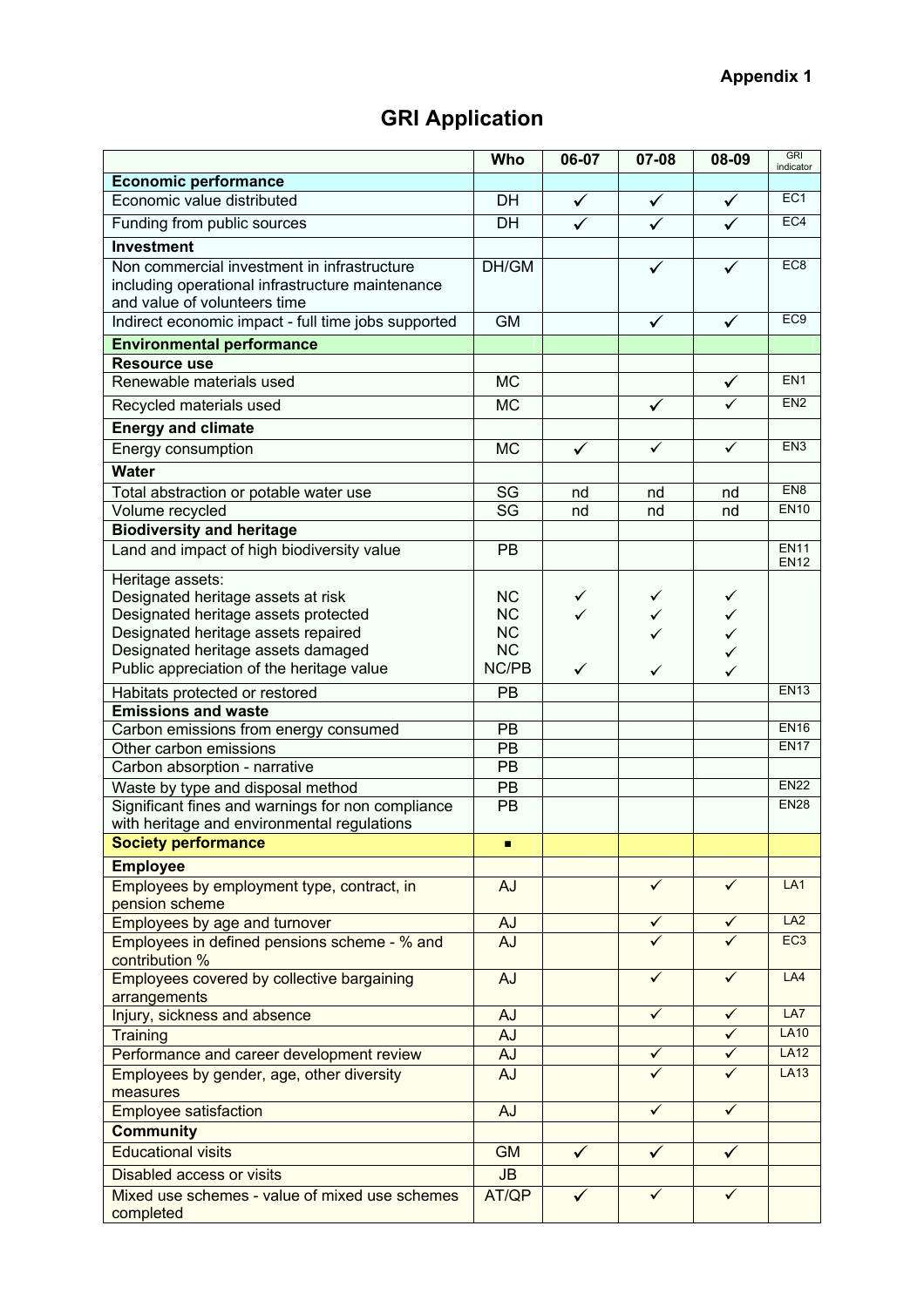**Appendix 1**

# GRI Application

| | Who | 06-07 | 07-08 | 08-09 | GRI indicator |
|---|---|---|---|---|---|
| **Economic performance** | | | | | |
| Economic value distributed | DH | ✓ | ✓ | ✓ | EC1 |
| Funding from public sources | DH | ✓ | ✓ | ✓ | EC4 |
| **Investment** | | | | | |
| Non commercial investment in infrastructure including operational infrastructure maintenance and value of volunteers time | DH/GM | | ✓ | ✓ | EC8 |
| Indirect economic impact - full time jobs supported | GM | | ✓ | ✓ | EC9 |
| **Environmental performance** | | | | | |
| **Resource use** | | | | | |
| Renewable materials used | MC | | | ✓ | EN1 |
| Recycled materials used | MC | | ✓ | ✓ | EN2 |
| **Energy and climate** | | | | | |
| Energy consumption | MC | ✓ | ✓ | ✓ | EN3 |
| **Water** | | | | | |
| Total abstraction or potable water use | SG | nd | nd | nd | EN8 |
| Volume recycled | SG | nd | nd | nd | EN10 |
| **Biodiversity and heritage** | | | | | |
| Land and impact of high biodiversity value | PB | | | | EN11 EN12 |
| Heritage assets:<br>Designated heritage assets at risk<br>Designated heritage assets protected<br>Designated heritage assets repaired<br>Designated heritage assets damaged<br>Public appreciation of the heritage value | <br>NC<br>NC<br>NC<br>NC<br>NC/PB | <br>✓<br>✓<br><br><br>✓ | <br>✓<br>✓<br>✓<br><br>✓ | <br>✓<br>✓<br>✓<br>✓<br>✓ | |
| Habitats protected or restored | PB | | | | EN13 |
| **Emissions and waste** | | | | | |
| Carbon emissions from energy consumed | PB | | | | EN16 |
| Other carbon emissions | PB | | | | EN17 |
| Carbon absorption - narrative | PB | | | | |
| Waste by type and disposal method | PB | | | | EN22 |
| Significant fines and warnings for non compliance with heritage and environmental regulations | PB | | | | EN28 |
| **Society performance** | ■ | | | | |
| **Employee** | | | | | |
| Employees by employment type, contract, in pension scheme | AJ | | ✓ | ✓ | LA1 |
| Employees by age and turnover | AJ | | ✓ | ✓ | LA2 |
| Employees in defined pensions scheme - % and contribution % | AJ | | ✓ | ✓ | EC3 |
| Employees covered by collective bargaining arrangements | AJ | | ✓ | ✓ | LA4 |
| Injury, sickness and absence | AJ | | ✓ | ✓ | LA7 |
| Training | AJ | | | ✓ | LA10 |
| Performance and career development review | AJ | | ✓ | ✓ | LA12 |
| Employees by gender, age, other diversity measures | AJ | | ✓ | ✓ | LA13 |
| Employee satisfaction | AJ | | ✓ | ✓ | |
| **Community** | | | | | |
| Educational visits | GM | ✓ | ✓ | ✓ | |
| Disabled access or visits | JB | | | | |
| Mixed use schemes - value of mixed use schemes completed | AT/QP | ✓ | ✓ | ✓ | |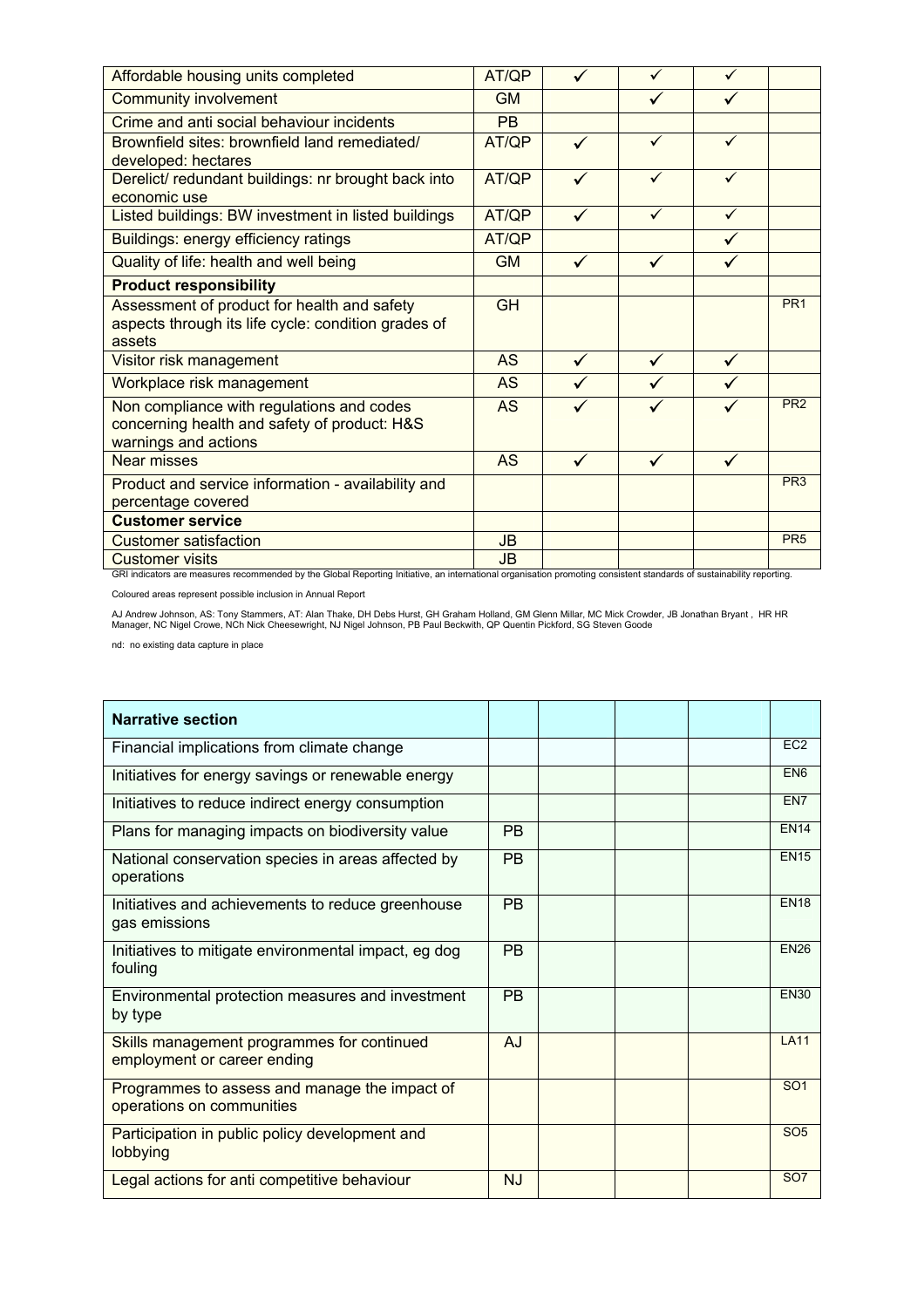| | | | | | |
|---|---|---|---|---|---|
| Affordable housing units completed | AT/QP | ✓ | ✓ | ✓ | |
| Community involvement | GM | | ✓ | ✓ | |
| Crime and anti social behaviour incidents | PB | | | | |
| Brownfield sites: brownfield land remediated/ developed: hectares | AT/QP | ✓ | ✓ | ✓ | |
| Derelict/ redundant buildings: nr brought back into economic use | AT/QP | ✓ | ✓ | ✓ | |
| Listed buildings: BW investment in listed buildings | AT/QP | ✓ | ✓ | ✓ | |
| Buildings: energy efficiency ratings | AT/QP | | | ✓ | |
| Quality of life: health and well being | GM | ✓ | ✓ | ✓ | |
| **Product responsibility** | | | | | |
| Assessment of product for health and safety aspects through its life cycle: condition grades of assets | GH | | | | PR1 |
| Visitor risk management | AS | ✓ | ✓ | ✓ | |
| Workplace risk management | AS | ✓ | ✓ | ✓ | |
| Non compliance with regulations and codes concerning health and safety of product: H&S warnings and actions | AS | ✓ | ✓ | ✓ | PR2 |
| Near misses | AS | ✓ | ✓ | ✓ | |
| Product and service information - availability and percentage covered | | | | | PR3 |
| **Customer service** | | | | | |
| Customer satisfaction | JB | | | | PR5 |
| Customer visits | JB | | | | |

GRI indicators are measures recommended by the Global Reporting Initiative, an international organisation promoting consistent standards of sustainability reporting.

Coloured areas represent possible inclusion in Annual Report

AJ Andrew Johnson, AS: Tony Stammers, AT: Alan Thake, DH Debs Hurst, GH Graham Holland, GM Glenn Millar, MC Mick Crowder, JB Jonathan Bryant , HR HR Manager, NC Nigel Crowe, NCh Nick Cheesewright, NJ Nigel Johnson, PB Paul Beckwith, QP Quentin Pickford, SG Steven Goode

nd: no existing data capture in place

| **Narrative section** | | | | | |
|---|---|---|---|---|---|
| Financial implications from climate change | | | | | EC2 |
| Initiatives for energy savings or renewable energy | | | | | EN6 |
| Initiatives to reduce indirect energy consumption | | | | | EN7 |
| Plans for managing impacts on biodiversity value | PB | | | | EN14 |
| National conservation species in areas affected by operations | PB | | | | EN15 |
| Initiatives and achievements to reduce greenhouse gas emissions | PB | | | | EN18 |
| Initiatives to mitigate environmental impact, eg dog fouling | PB | | | | EN26 |
| Environmental protection measures and investment by type | PB | | | | EN30 |
| Skills management programmes for continued employment or career ending | AJ | | | | LA11 |
| Programmes to assess and manage the impact of operations on communities | | | | | SO1 |
| Participation in public policy development and lobbying | | | | | SO5 |
| Legal actions for anti competitive behaviour | NJ | | | | SO7 |